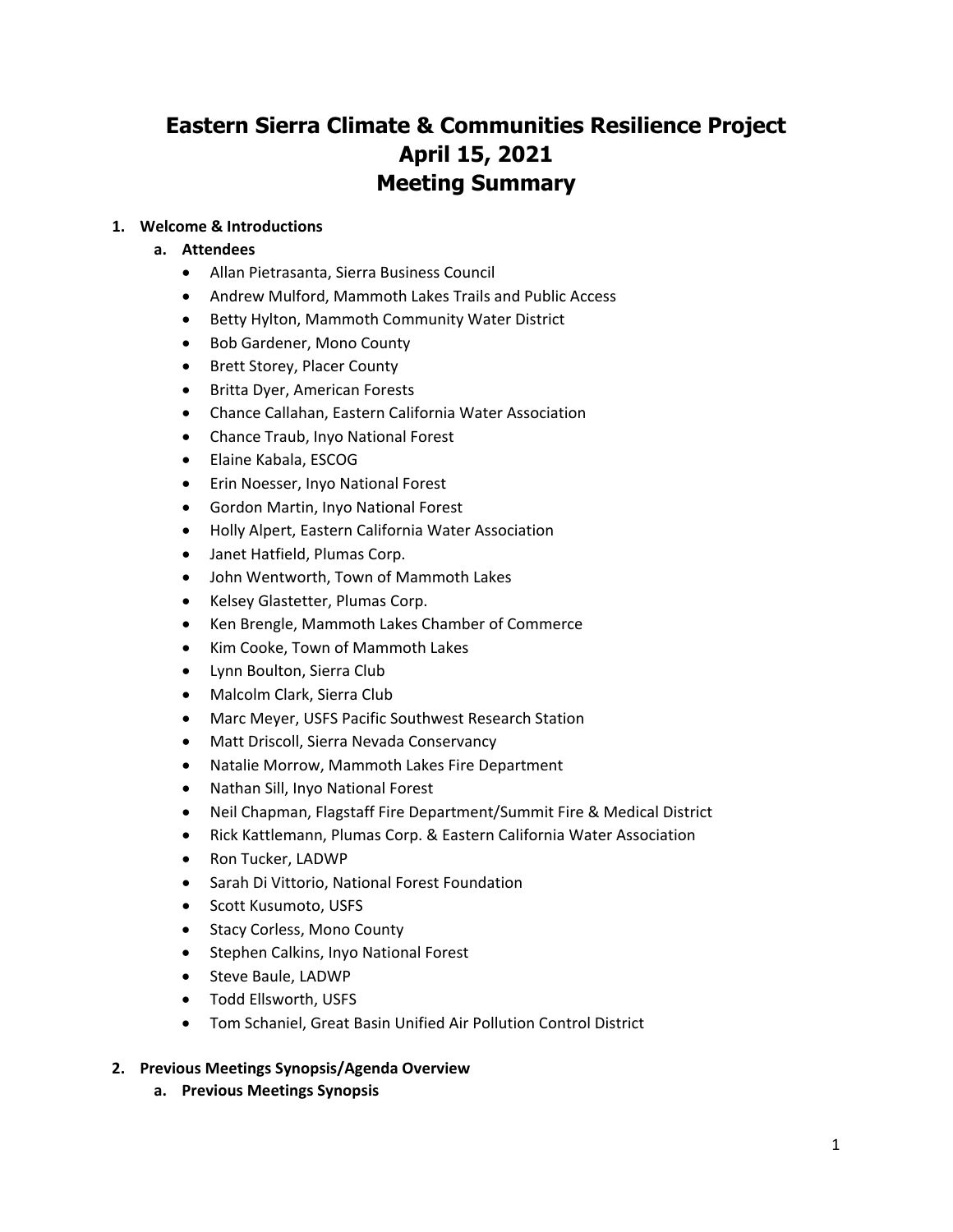# Eastern Sierra Climate & Communities Resilience Project
# April 15, 2021
# Meeting Summary

1. **Welcome & Introductions**
   a. **Attendees**
      - Allan Pietrasanta, Sierra Business Council
      - Andrew Mulford, Mammoth Lakes Trails and Public Access
      - Betty Hylton, Mammoth Community Water District
      - Bob Gardener, Mono County
      - Brett Storey, Placer County
      - Britta Dyer, American Forests
      - Chance Callahan, Eastern California Water Association
      - Chance Traub, Inyo National Forest
      - Elaine Kabala, ESCOG
      - Erin Noesser, Inyo National Forest
      - Gordon Martin, Inyo National Forest
      - Holly Alpert, Eastern California Water Association
      - Janet Hatfield, Plumas Corp.
      - John Wentworth, Town of Mammoth Lakes
      - Kelsey Glastetter, Plumas Corp.
      - Ken Brengle, Mammoth Lakes Chamber of Commerce
      - Kim Cooke, Town of Mammoth Lakes
      - Lynn Boulton, Sierra Club
      - Malcolm Clark, Sierra Club
      - Marc Meyer, USFS Pacific Southwest Research Station
      - Matt Driscoll, Sierra Nevada Conservancy
      - Natalie Morrow, Mammoth Lakes Fire Department
      - Nathan Sill, Inyo National Forest
      - Neil Chapman, Flagstaff Fire Department/Summit Fire & Medical District
      - Rick Kattlemann, Plumas Corp. & Eastern California Water Association
      - Ron Tucker, LADWP
      - Sarah Di Vittorio, National Forest Foundation
      - Scott Kusumoto, USFS
      - Stacy Corless, Mono County
      - Stephen Calkins, Inyo National Forest
      - Steve Baule, LADWP
      - Todd Ellsworth, USFS
      - Tom Schaniel, Great Basin Unified Air Pollution Control District

2. **Previous Meetings Synopsis/Agenda Overview**
   a. **Previous Meetings Synopsis**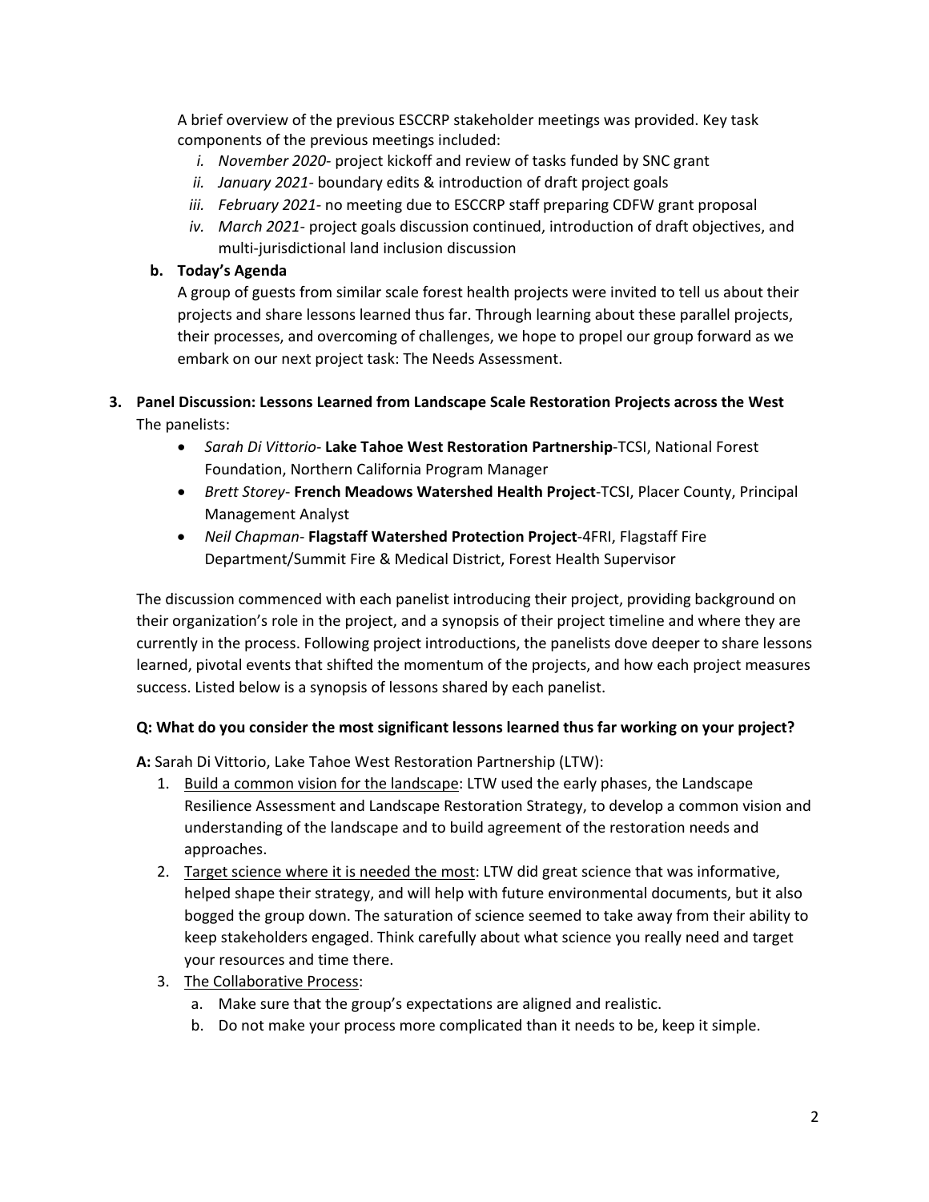A brief overview of the previous ESCCRP stakeholder meetings was provided. Key task components of the previous meetings included:

- i. *November 2020*- project kickoff and review of tasks funded by SNC grant
- ii. *January 2021*- boundary edits & introduction of draft project goals
- iii. *February 2021*- no meeting due to ESCCRP staff preparing CDFW grant proposal
- iv. *March 2021*- project goals discussion continued, introduction of draft objectives, and multi-jurisdictional land inclusion discussion

**b. Today's Agenda**

A group of guests from similar scale forest health projects were invited to tell us about their projects and share lessons learned thus far. Through learning about these parallel projects, their processes, and overcoming of challenges, we hope to propel our group forward as we embark on our next project task: The Needs Assessment.

**3. Panel Discussion: Lessons Learned from Landscape Scale Restoration Projects across the West**

The panelists:

- *Sarah Di Vittorio*- **Lake Tahoe West Restoration Partnership**-TCSI, National Forest Foundation, Northern California Program Manager
- *Brett Storey*- **French Meadows Watershed Health Project**-TCSI, Placer County, Principal Management Analyst
- *Neil Chapman*- **Flagstaff Watershed Protection Project**-4FRI, Flagstaff Fire Department/Summit Fire & Medical District, Forest Health Supervisor

The discussion commenced with each panelist introducing their project, providing background on their organization's role in the project, and a synopsis of their project timeline and where they are currently in the process. Following project introductions, the panelists dove deeper to share lessons learned, pivotal events that shifted the momentum of the projects, and how each project measures success. Listed below is a synopsis of lessons shared by each panelist.

**Q: What do you consider the most significant lessons learned thus far working on your project?**

**A:** Sarah Di Vittorio, Lake Tahoe West Restoration Partnership (LTW):

1. <u>Build a common vision for the landscape</u>: LTW used the early phases, the Landscape Resilience Assessment and Landscape Restoration Strategy, to develop a common vision and understanding of the landscape and to build agreement of the restoration needs and approaches.
2. <u>Target science where it is needed the most</u>: LTW did great science that was informative, helped shape their strategy, and will help with future environmental documents, but it also bogged the group down. The saturation of science seemed to take away from their ability to keep stakeholders engaged. Think carefully about what science you really need and target your resources and time there.
3. <u>The Collaborative Process</u>:
   a. Make sure that the group's expectations are aligned and realistic.
   b. Do not make your process more complicated than it needs to be, keep it simple.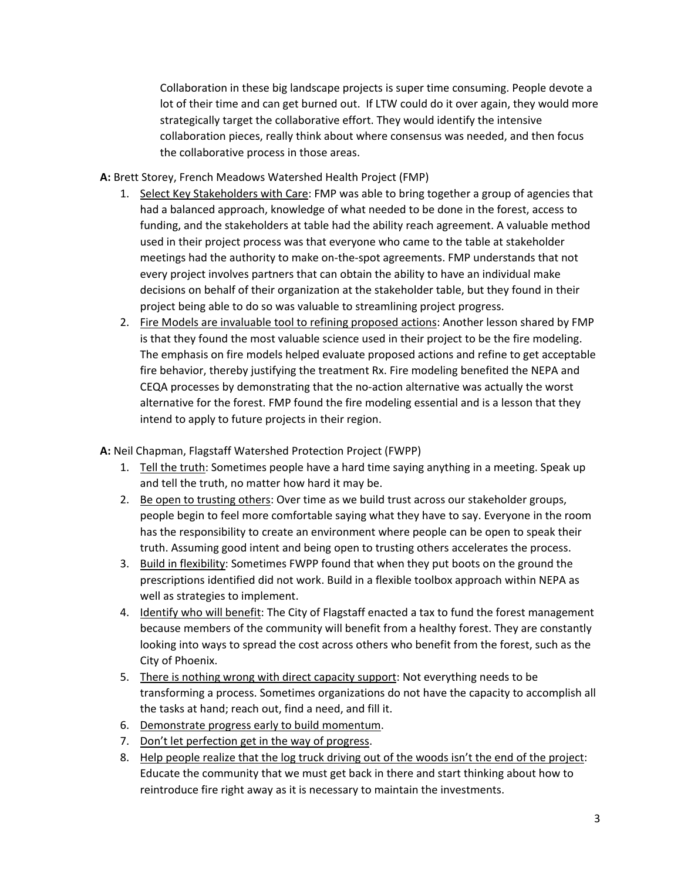Collaboration in these big landscape projects is super time consuming. People devote a lot of their time and can get burned out. If LTW could do it over again, they would more strategically target the collaborative effort. They would identify the intensive collaboration pieces, really think about where consensus was needed, and then focus the collaborative process in those areas.

**A:** Brett Storey, French Meadows Watershed Health Project (FMP)

1. Select Key Stakeholders with Care: FMP was able to bring together a group of agencies that had a balanced approach, knowledge of what needed to be done in the forest, access to funding, and the stakeholders at table had the ability reach agreement. A valuable method used in their project process was that everyone who came to the table at stakeholder meetings had the authority to make on-the-spot agreements. FMP understands that not every project involves partners that can obtain the ability to have an individual make decisions on behalf of their organization at the stakeholder table, but they found in their project being able to do so was valuable to streamlining project progress.
2. Fire Models are invaluable tool to refining proposed actions: Another lesson shared by FMP is that they found the most valuable science used in their project to be the fire modeling. The emphasis on fire models helped evaluate proposed actions and refine to get acceptable fire behavior, thereby justifying the treatment Rx. Fire modeling benefited the NEPA and CEQA processes by demonstrating that the no-action alternative was actually the worst alternative for the forest. FMP found the fire modeling essential and is a lesson that they intend to apply to future projects in their region.

**A:** Neil Chapman, Flagstaff Watershed Protection Project (FWPP)

1. Tell the truth: Sometimes people have a hard time saying anything in a meeting. Speak up and tell the truth, no matter how hard it may be.
2. Be open to trusting others: Over time as we build trust across our stakeholder groups, people begin to feel more comfortable saying what they have to say. Everyone in the room has the responsibility to create an environment where people can be open to speak their truth. Assuming good intent and being open to trusting others accelerates the process.
3. Build in flexibility: Sometimes FWPP found that when they put boots on the ground the prescriptions identified did not work. Build in a flexible toolbox approach within NEPA as well as strategies to implement.
4. Identify who will benefit: The City of Flagstaff enacted a tax to fund the forest management because members of the community will benefit from a healthy forest. They are constantly looking into ways to spread the cost across others who benefit from the forest, such as the City of Phoenix.
5. There is nothing wrong with direct capacity support: Not everything needs to be transforming a process. Sometimes organizations do not have the capacity to accomplish all the tasks at hand; reach out, find a need, and fill it.
6. Demonstrate progress early to build momentum.
7. Don't let perfection get in the way of progress.
8. Help people realize that the log truck driving out of the woods isn't the end of the project: Educate the community that we must get back in there and start thinking about how to reintroduce fire right away as it is necessary to maintain the investments.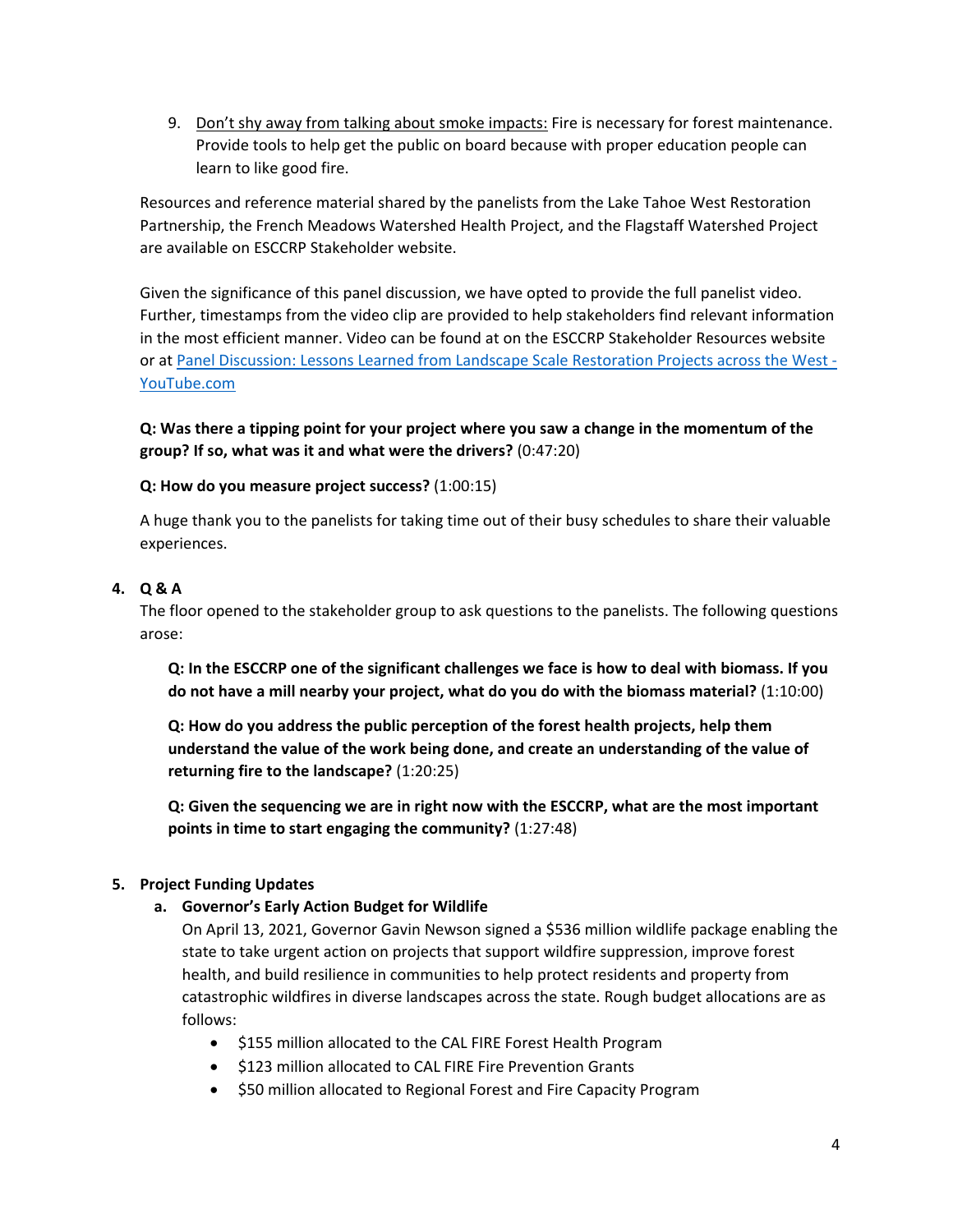9. Don't shy away from talking about smoke impacts: Fire is necessary for forest maintenance. Provide tools to help get the public on board because with proper education people can learn to like good fire.

Resources and reference material shared by the panelists from the Lake Tahoe West Restoration Partnership, the French Meadows Watershed Health Project, and the Flagstaff Watershed Project are available on ESCCRP Stakeholder website.

Given the significance of this panel discussion, we have opted to provide the full panelist video. Further, timestamps from the video clip are provided to help stakeholders find relevant information in the most efficient manner. Video can be found at on the ESCCRP Stakeholder Resources website or at [Panel Discussion: Lessons Learned from Landscape Scale Restoration Projects across the West - YouTube.com]()

**Q: Was there a tipping point for your project where you saw a change in the momentum of the group? If so, what was it and what were the drivers?** (0:47:20)

**Q: How do you measure project success?** (1:00:15)

A huge thank you to the panelists for taking time out of their busy schedules to share their valuable experiences.

**4. Q & A**

The floor opened to the stakeholder group to ask questions to the panelists. The following questions arose:

**Q: In the ESCCRP one of the significant challenges we face is how to deal with biomass. If you do not have a mill nearby your project, what do you do with the biomass material?** (1:10:00)

**Q: How do you address the public perception of the forest health projects, help them understand the value of the work being done, and create an understanding of the value of returning fire to the landscape?** (1:20:25)

**Q: Given the sequencing we are in right now with the ESCCRP, what are the most important points in time to start engaging the community?** (1:27:48)

**5. Project Funding Updates**

**a. Governor's Early Action Budget for Wildlife**

On April 13, 2021, Governor Gavin Newson signed a $536 million wildlife package enabling the state to take urgent action on projects that support wildfire suppression, improve forest health, and build resilience in communities to help protect residents and property from catastrophic wildfires in diverse landscapes across the state. Rough budget allocations are as follows:

- $155 million allocated to the CAL FIRE Forest Health Program
- $123 million allocated to CAL FIRE Fire Prevention Grants
- $50 million allocated to Regional Forest and Fire Capacity Program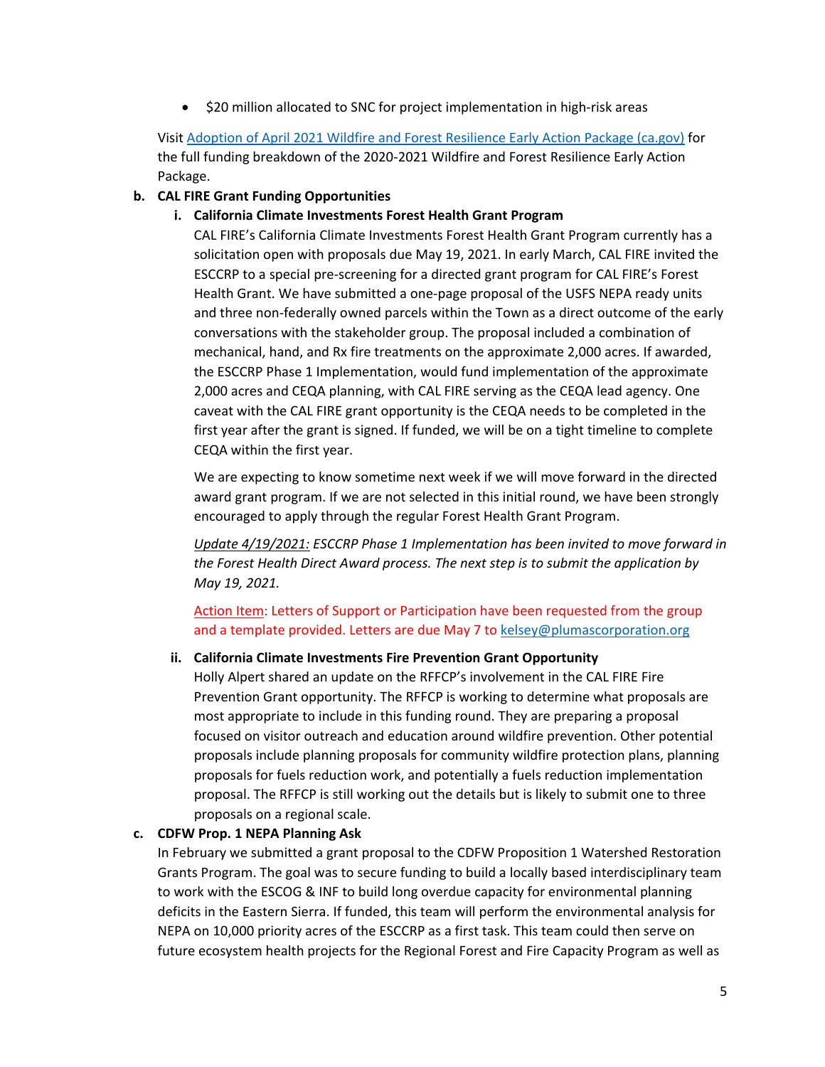- $20 million allocated to SNC for project implementation in high-risk areas

Visit [Adoption of April 2021 Wildfire and Forest Resilience Early Action Package (ca.gov)](Adoption of April 2021 Wildfire and Forest Resilience Early Action Package (ca.gov)) for the full funding breakdown of the 2020-2021 Wildfire and Forest Resilience Early Action Package.

**b. CAL FIRE Grant Funding Opportunities**

**i. California Climate Investments Forest Health Grant Program**

CAL FIRE's California Climate Investments Forest Health Grant Program currently has a solicitation open with proposals due May 19, 2021. In early March, CAL FIRE invited the ESCCRP to a special pre-screening for a directed grant program for CAL FIRE's Forest Health Grant. We have submitted a one-page proposal of the USFS NEPA ready units and three non-federally owned parcels within the Town as a direct outcome of the early conversations with the stakeholder group. The proposal included a combination of mechanical, hand, and Rx fire treatments on the approximate 2,000 acres. If awarded, the ESCCRP Phase 1 Implementation, would fund implementation of the approximate 2,000 acres and CEQA planning, with CAL FIRE serving as the CEQA lead agency. One caveat with the CAL FIRE grant opportunity is the CEQA needs to be completed in the first year after the grant is signed. If funded, we will be on a tight timeline to complete CEQA within the first year.

We are expecting to know sometime next week if we will move forward in the directed award grant program. If we are not selected in this initial round, we have been strongly encouraged to apply through the regular Forest Health Grant Program.

*Update 4/19/2021: ESCCRP Phase 1 Implementation has been invited to move forward in the Forest Health Direct Award process. The next step is to submit the application by May 19, 2021.*

Action Item: Letters of Support or Participation have been requested from the group and a template provided. Letters are due May 7 to kelsey@plumascorporation.org

**ii. California Climate Investments Fire Prevention Grant Opportunity**

Holly Alpert shared an update on the RFFCP's involvement in the CAL FIRE Fire Prevention Grant opportunity. The RFFCP is working to determine what proposals are most appropriate to include in this funding round. They are preparing a proposal focused on visitor outreach and education around wildfire prevention. Other potential proposals include planning proposals for community wildfire protection plans, planning proposals for fuels reduction work, and potentially a fuels reduction implementation proposal. The RFFCP is still working out the details but is likely to submit one to three proposals on a regional scale.

**c. CDFW Prop. 1 NEPA Planning Ask**

In February we submitted a grant proposal to the CDFW Proposition 1 Watershed Restoration Grants Program. The goal was to secure funding to build a locally based interdisciplinary team to work with the ESCOG & INF to build long overdue capacity for environmental planning deficits in the Eastern Sierra. If funded, this team will perform the environmental analysis for NEPA on 10,000 priority acres of the ESCCRP as a first task. This team could then serve on future ecosystem health projects for the Regional Forest and Fire Capacity Program as well as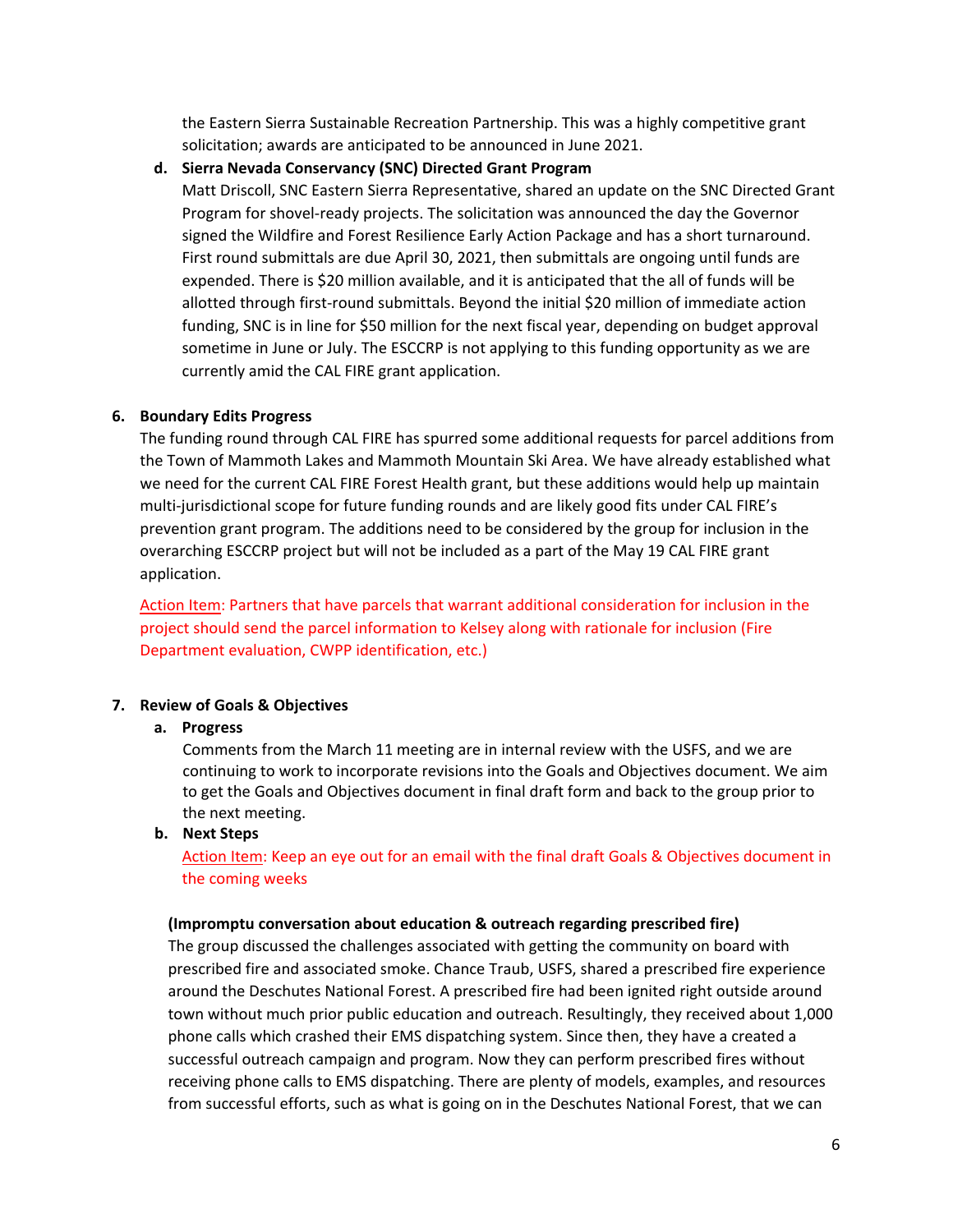the Eastern Sierra Sustainable Recreation Partnership. This was a highly competitive grant solicitation; awards are anticipated to be announced in June 2021.

**d. Sierra Nevada Conservancy (SNC) Directed Grant Program**

Matt Driscoll, SNC Eastern Sierra Representative, shared an update on the SNC Directed Grant Program for shovel-ready projects. The solicitation was announced the day the Governor signed the Wildfire and Forest Resilience Early Action Package and has a short turnaround. First round submittals are due April 30, 2021, then submittals are ongoing until funds are expended. There is $20 million available, and it is anticipated that the all of funds will be allotted through first-round submittals. Beyond the initial $20 million of immediate action funding, SNC is in line for $50 million for the next fiscal year, depending on budget approval sometime in June or July. The ESCCRP is not applying to this funding opportunity as we are currently amid the CAL FIRE grant application.

**6. Boundary Edits Progress**

The funding round through CAL FIRE has spurred some additional requests for parcel additions from the Town of Mammoth Lakes and Mammoth Mountain Ski Area. We have already established what we need for the current CAL FIRE Forest Health grant, but these additions would help up maintain multi-jurisdictional scope for future funding rounds and are likely good fits under CAL FIRE's prevention grant program. The additions need to be considered by the group for inclusion in the overarching ESCCRP project but will not be included as a part of the May 19 CAL FIRE grant application.

Action Item: Partners that have parcels that warrant additional consideration for inclusion in the project should send the parcel information to Kelsey along with rationale for inclusion (Fire Department evaluation, CWPP identification, etc.)

**7. Review of Goals & Objectives**

**a. Progress**

Comments from the March 11 meeting are in internal review with the USFS, and we are continuing to work to incorporate revisions into the Goals and Objectives document. We aim to get the Goals and Objectives document in final draft form and back to the group prior to the next meeting.

**b. Next Steps**

Action Item: Keep an eye out for an email with the final draft Goals & Objectives document in the coming weeks

**(Impromptu conversation about education & outreach regarding prescribed fire)**

The group discussed the challenges associated with getting the community on board with prescribed fire and associated smoke. Chance Traub, USFS, shared a prescribed fire experience around the Deschutes National Forest. A prescribed fire had been ignited right outside around town without much prior public education and outreach. Resultingly, they received about 1,000 phone calls which crashed their EMS dispatching system. Since then, they have a created a successful outreach campaign and program. Now they can perform prescribed fires without receiving phone calls to EMS dispatching. There are plenty of models, examples, and resources from successful efforts, such as what is going on in the Deschutes National Forest, that we can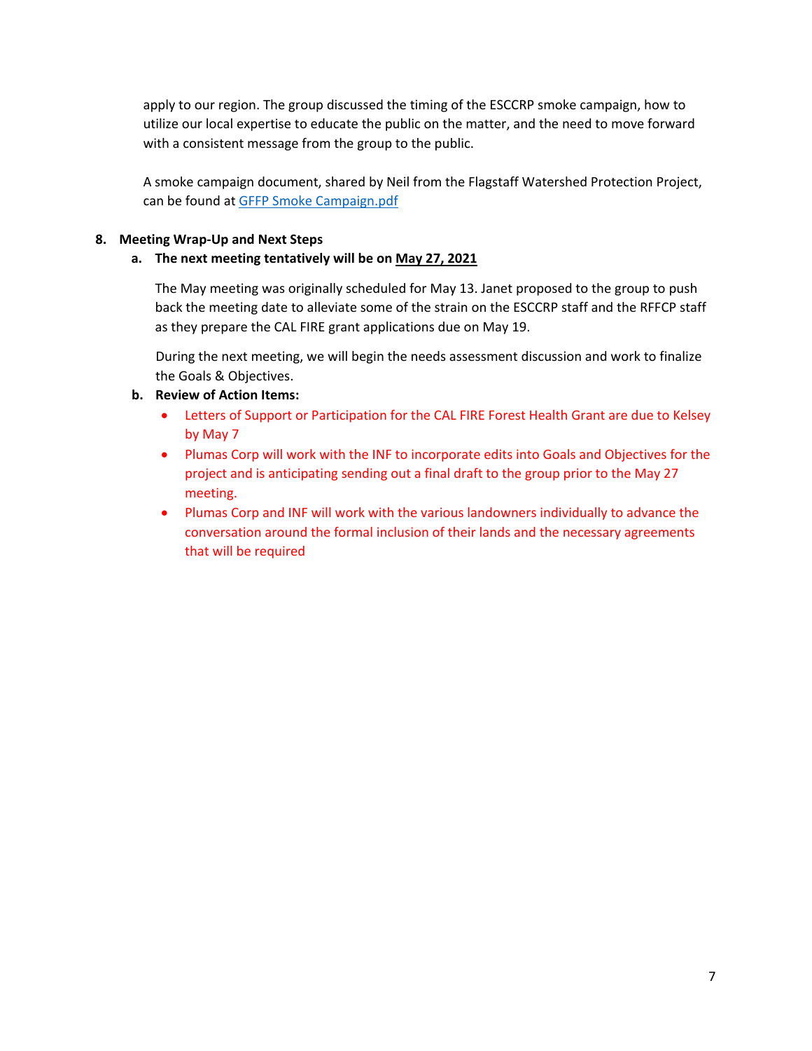apply to our region. The group discussed the timing of the ESCCRP smoke campaign, how to utilize our local expertise to educate the public on the matter, and the need to move forward with a consistent message from the group to the public.

A smoke campaign document, shared by Neil from the Flagstaff Watershed Protection Project, can be found at GFFP Smoke Campaign.pdf

## 8. Meeting Wrap-Up and Next Steps

### a. The next meeting tentatively will be on May 27, 2021

The May meeting was originally scheduled for May 13. Janet proposed to the group to push back the meeting date to alleviate some of the strain on the ESCCRP staff and the RFFCP staff as they prepare the CAL FIRE grant applications due on May 19.

During the next meeting, we will begin the needs assessment discussion and work to finalize the Goals & Objectives.

### b. Review of Action Items:

- Letters of Support or Participation for the CAL FIRE Forest Health Grant are due to Kelsey by May 7
- Plumas Corp will work with the INF to incorporate edits into Goals and Objectives for the project and is anticipating sending out a final draft to the group prior to the May 27 meeting.
- Plumas Corp and INF will work with the various landowners individually to advance the conversation around the formal inclusion of their lands and the necessary agreements that will be required